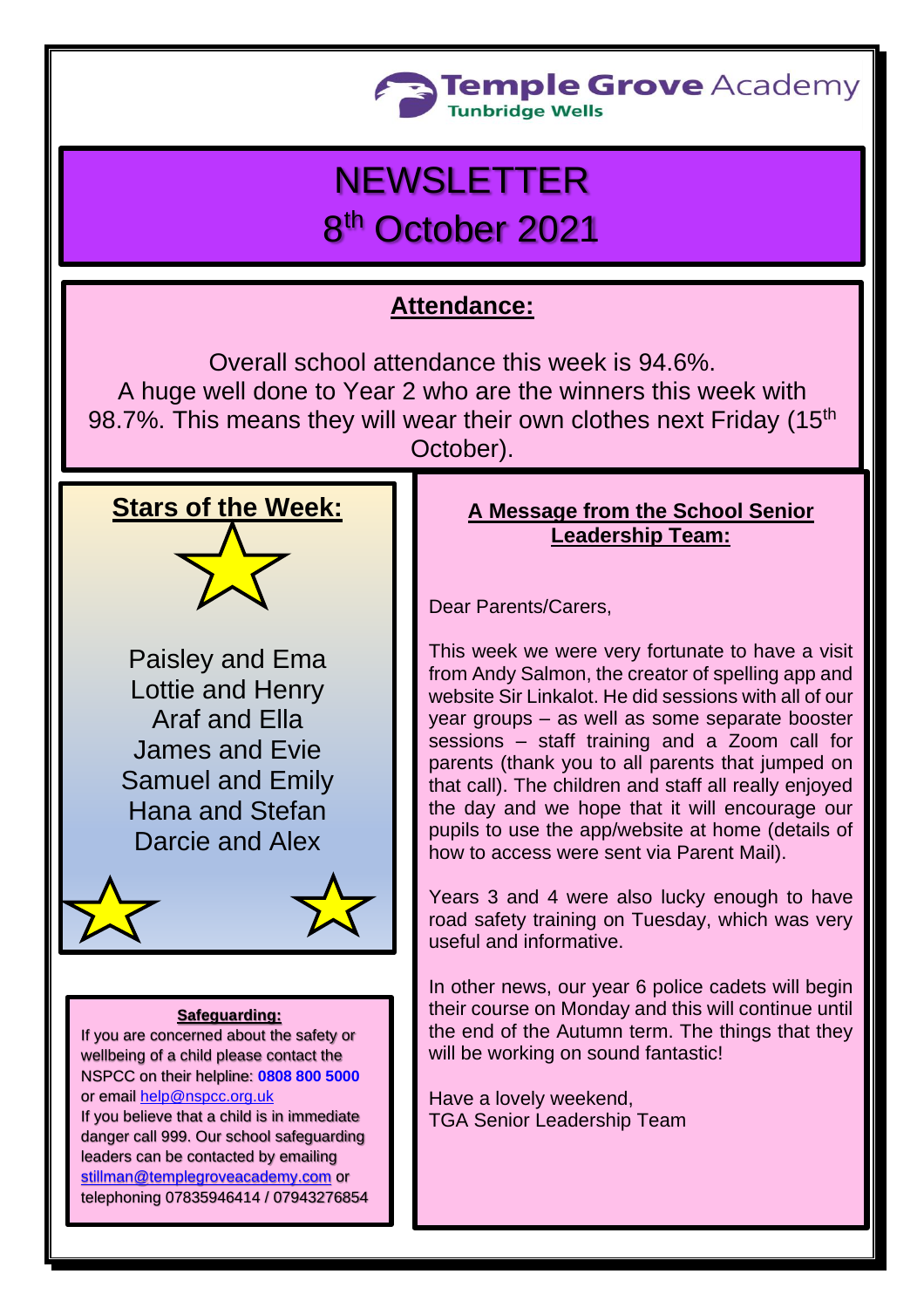Temple Grove Academy
Tunbridge Wells

# NEWSLETTER
# 8th October 2021

## Attendance:

Overall school attendance this week is 94.6%.
A huge well done to Year 2 who are the winners this week with 98.7%. This means they will wear their own clothes next Friday (15th October).

## Stars of the Week:

Paisley and Ema
Lottie and Henry
Araf and Ella
James and Evie
Samuel and Emily
Hana and Stefan
Darcie and Alex

## A Message from the School Senior Leadership Team:

Dear Parents/Carers,

This week we were very fortunate to have a visit from Andy Salmon, the creator of spelling app and website Sir Linkalot. He did sessions with all of our year groups – as well as some separate booster sessions – staff training and a Zoom call for parents (thank you to all parents that jumped on that call). The children and staff all really enjoyed the day and we hope that it will encourage our pupils to use the app/website at home (details of how to access were sent via Parent Mail).

Years 3 and 4 were also lucky enough to have road safety training on Tuesday, which was very useful and informative.

In other news, our year 6 police cadets will begin their course on Monday and this will continue until the end of the Autumn term. The things that they will be working on sound fantastic!

Have a lovely weekend,
TGA Senior Leadership Team

### Safeguarding:

If you are concerned about the safety or wellbeing of a child please contact the NSPCC on their helpline: **0808 800 5000** or email help@nspcc.org.uk
If you believe that a child is in immediate danger call 999. Our school safeguarding leaders can be contacted by emailing stillman@templegroveacademy.com or telephoning 07835946414 / 07943276854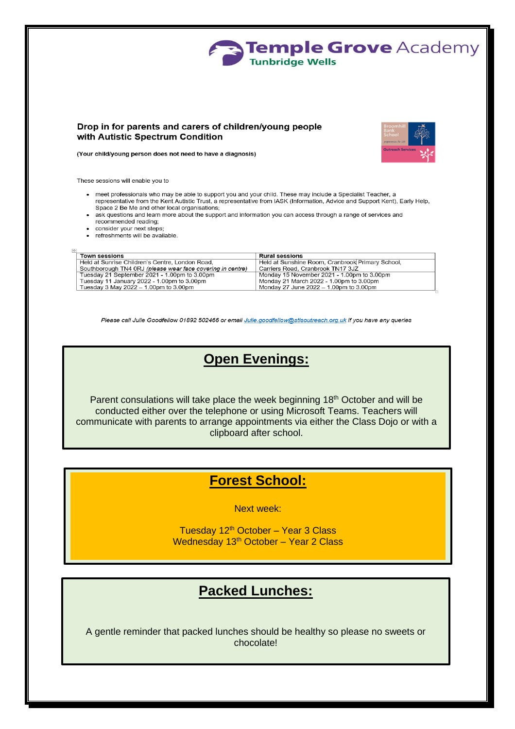**Temple Grove Academy**
Tunbridge Wells

**Drop in for parents and carers of children/young people with Autistic Spectrum Condition**

**(Your child/young person does not need to have a diagnosis)**

Broomhill Bank School
Outreach Services

These sessions will enable you to

- meet professionals who may be able to support you and your child. These may include a Specialist Teacher, a representative from the Kent Autistic Trust, a representative from IASK (Information, Advice and Support Kent), Early Help, Space 2 Be Me and other local organisations;
- ask questions and learn more about the support and information you can access through a range of services and recommended reading;
- consider your next steps;
- refreshments will be available.

| Town sessions | Rural sessions |
|---|---|
| Held at Sunrise Children's Centre, London Road, Southborough TN4 0RJ *(please wear face covering in centre)* | Held at Sunshine Room, Cranbrook Primary School, Carriers Road, Cranbrook TN17 3JZ |
| Tuesday 21 September 2021 - 1.00pm to 3.00pm<br>Tuesday 11 January 2022 - 1.00pm to 3.00pm<br>Tuesday 3 May 2022 – 1.00pm to 3.00pm | Monday 15 November 2021 - 1.00pm to 3.00pm<br>Monday 21 March 2022 - 1.00pm to 3.00pm<br>Monday 27 June 2022 – 1.00pm to 3.00pm |

*Please call Julie Goodfellow 01892 502466 or email [Julie.goodfellow@stlsoutreach.org.uk](mailto:Julie.goodfellow@stlsoutreach.org.uk) if you have any queries*

## Open Evenings:

Parent consulations will take place the week beginning 18th October and will be conducted either over the telephone or using Microsoft Teams. Teachers will communicate with parents to arrange appointments via either the Class Dojo or with a clipboard after school.

## Forest School:

Next week:

Tuesday 12th October – Year 3 Class
Wednesday 13th October – Year 2 Class

## Packed Lunches:

A gentle reminder that packed lunches should be healthy so please no sweets or chocolate!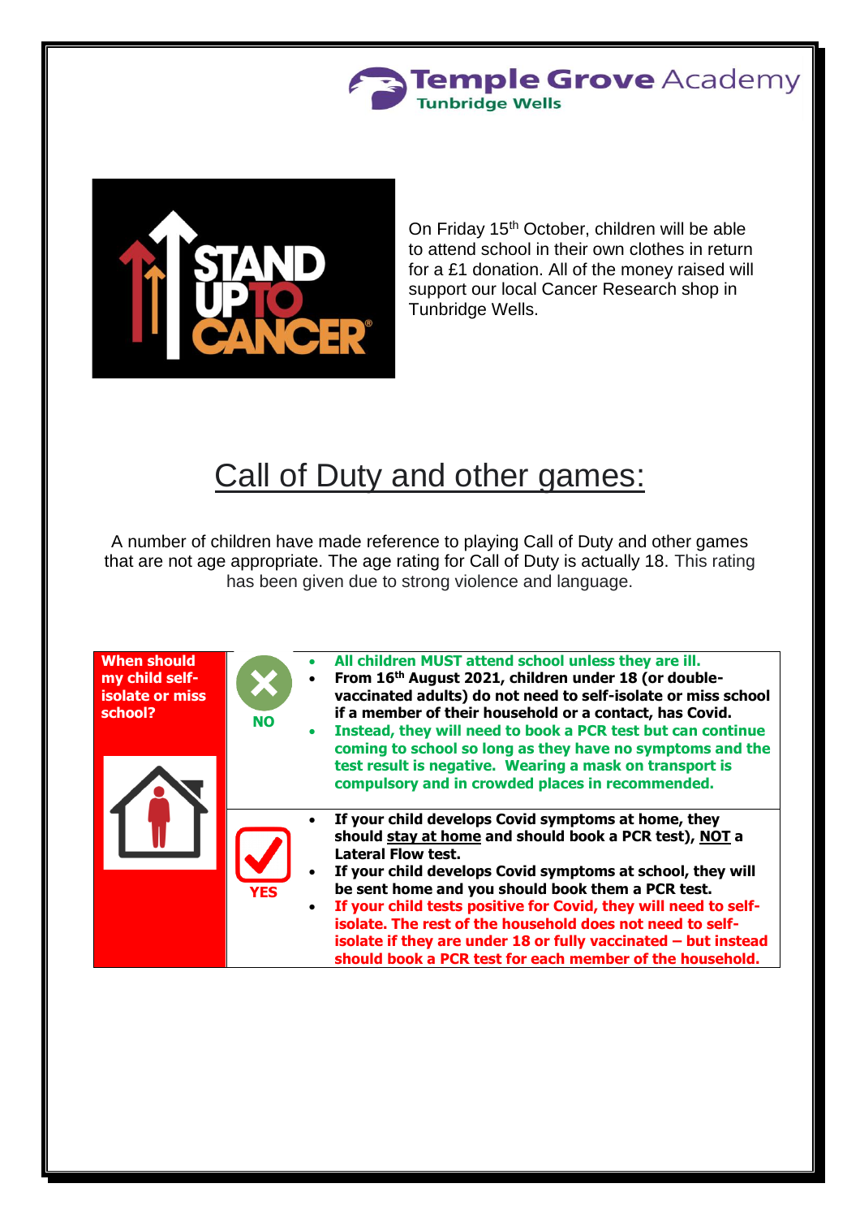Temple Grove Academy
Tunbridge Wells

On Friday 15th October, children will be able to attend school in their own clothes in return for a £1 donation. All of the money raised will support our local Cancer Research shop in Tunbridge Wells.

# Call of Duty and other games:

A number of children have made reference to playing Call of Duty and other games that are not age appropriate. The age rating for Call of Duty is actually 18. This rating has been given due to strong violence and language.

| | | |
|---|---|---|
| **When should my child self-isolate or miss school?** | **NO** | • **All children MUST attend school unless they are ill.**<br>• **From 16th August 2021, children under 18 (or double-vaccinated adults) do not need to self-isolate or miss school if a member of their household or a contact, has Covid.**<br>• **Instead, they will need to book a PCR test but can continue coming to school so long as they have no symptoms and the test result is negative. Wearing a mask on transport is compulsory and in crowded places in recommended.** |
| | **YES** | • **If your child develops Covid symptoms at home, they should stay at home and should book a PCR test), NOT a Lateral Flow test.**<br>• **If your child develops Covid symptoms at school, they will be sent home and you should book them a PCR test.**<br>• **If your child tests positive for Covid, they will need to self-isolate. The rest of the household does not need to self-isolate if they are under 18 or fully vaccinated – but instead should book a PCR test for each member of the household.** |